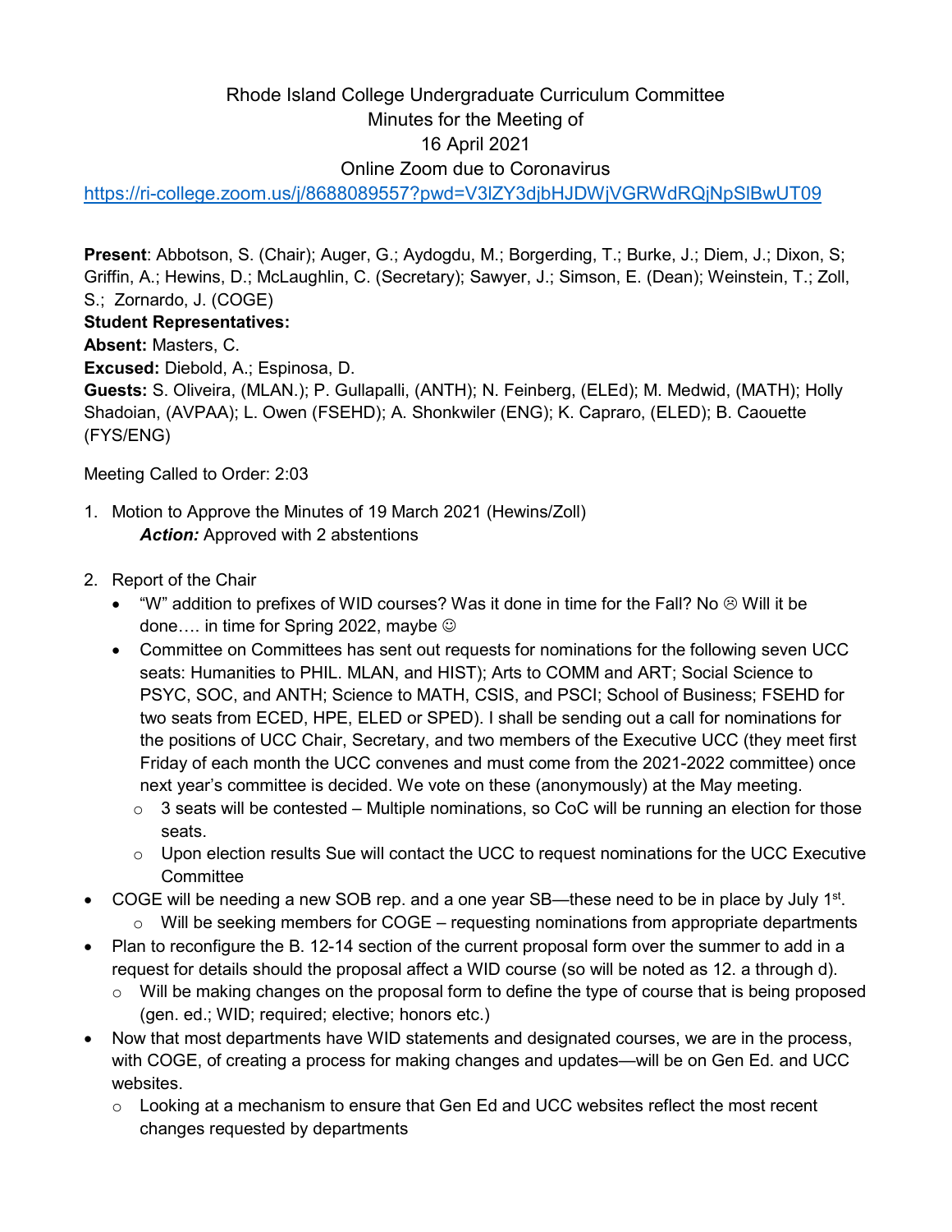Rhode Island College Undergraduate Curriculum Committee
Minutes for the Meeting of
16 April 2021
Online Zoom due to Coronavirus

https://ri-college.zoom.us/j/8688089557?pwd=V3lZY3djbHJDWjVGRWdRQjNpSlBwUT09

**Present**: Abbotson, S. (Chair); Auger, G.; Aydogdu, M.; Borgerding, T.; Burke, J.; Diem, J.; Dixon, S; Griffin, A.; Hewins, D.; McLaughlin, C. (Secretary); Sawyer, J.; Simson, E. (Dean); Weinstein, T.; Zoll, S.; Zornardo, J. (COGE)
**Student Representatives:**
**Absent:** Masters, C.
**Excused:** Diebold, A.; Espinosa, D.
**Guests:** S. Oliveira, (MLAN.); P. Gullapalli, (ANTH); N. Feinberg, (ELEd); M. Medwid, (MATH); Holly Shadoian, (AVPAA); L. Owen (FSEHD); A. Shonkwiler (ENG); K. Capraro, (ELED); B. Caouette (FYS/ENG)

Meeting Called to Order: 2:03

1. Motion to Approve the Minutes of 19 March 2021 (Hewins/Zoll)
   ***Action:*** Approved with 2 abstentions

2. Report of the Chair
   - "W" addition to prefixes of WID courses? Was it done in time for the Fall? No ☹ Will it be done…. in time for Spring 2022, maybe ☺
   - Committee on Committees has sent out requests for nominations for the following seven UCC seats: Humanities to PHIL. MLAN, and HIST); Arts to COMM and ART; Social Science to PSYC, SOC, and ANTH; Science to MATH, CSIS, and PSCI; School of Business; FSEHD for two seats from ECED, HPE, ELED or SPED). I shall be sending out a call for nominations for the positions of UCC Chair, Secretary, and two members of the Executive UCC (they meet first Friday of each month the UCC convenes and must come from the 2021-2022 committee) once next year's committee is decided. We vote on these (anonymously) at the May meeting.
     - 3 seats will be contested – Multiple nominations, so CoC will be running an election for those seats.
     - Upon election results Sue will contact the UCC to request nominations for the UCC Executive Committee

- COGE will be needing a new SOB rep. and a one year SB—these need to be in place by July 1st.
  - Will be seeking members for COGE – requesting nominations from appropriate departments
- Plan to reconfigure the B. 12-14 section of the current proposal form over the summer to add in a request for details should the proposal affect a WID course (so will be noted as 12. a through d).
  - Will be making changes on the proposal form to define the type of course that is being proposed (gen. ed.; WID; required; elective; honors etc.)
- Now that most departments have WID statements and designated courses, we are in the process, with COGE, of creating a process for making changes and updates—will be on Gen Ed. and UCC websites.
  - Looking at a mechanism to ensure that Gen Ed and UCC websites reflect the most recent changes requested by departments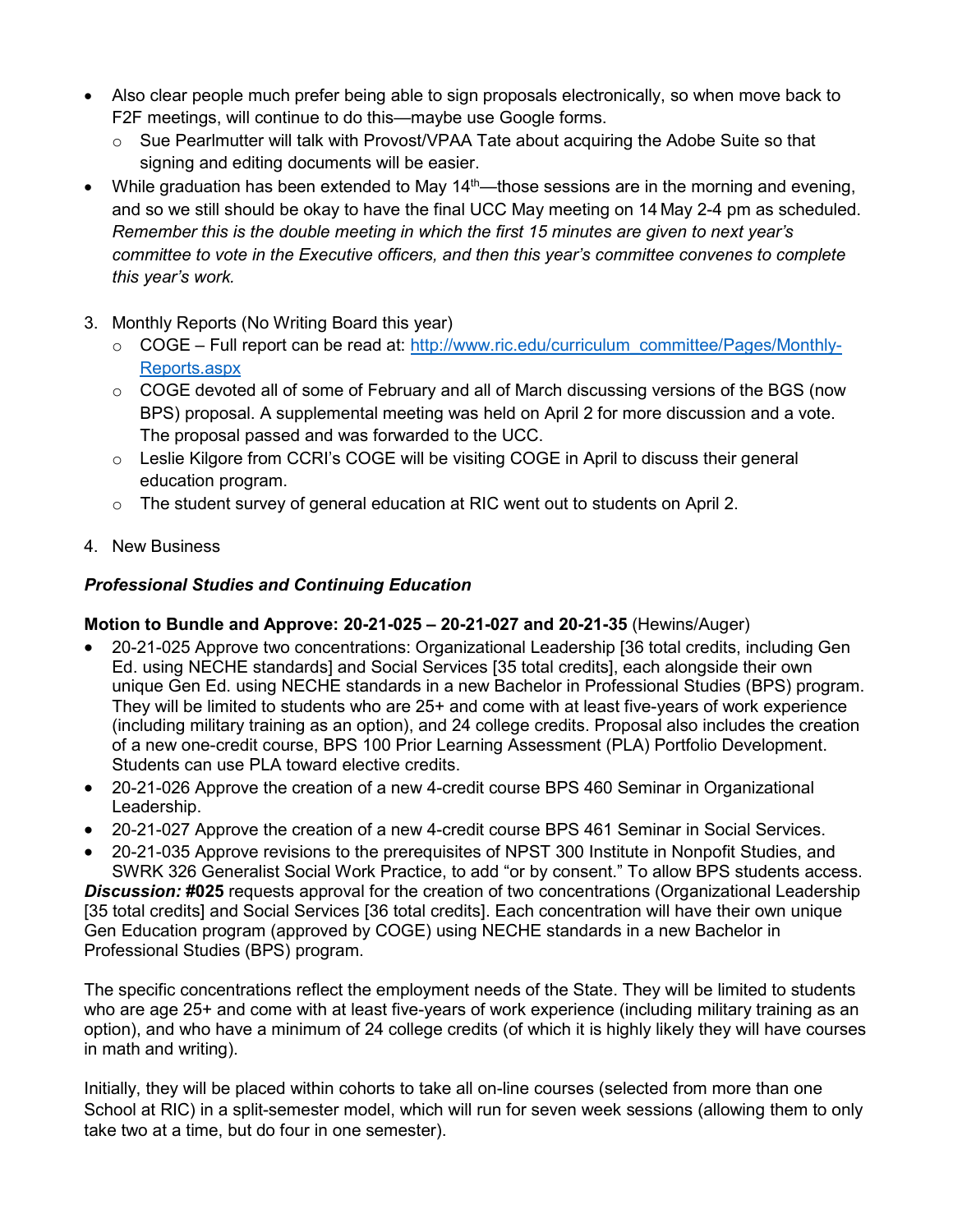- Also clear people much prefer being able to sign proposals electronically, so when move back to F2F meetings, will continue to do this—maybe use Google forms.
  - Sue Pearlmutter will talk with Provost/VPAA Tate about acquiring the Adobe Suite so that signing and editing documents will be easier.
- While graduation has been extended to May 14th—those sessions are in the morning and evening, and so we still should be okay to have the final UCC May meeting on 14 May 2-4 pm as scheduled. *Remember this is the double meeting in which the first 15 minutes are given to next year's committee to vote in the Executive officers, and then this year's committee convenes to complete this year's work.*

3. Monthly Reports (No Writing Board this year)
   - COGE – Full report can be read at: [http://www.ric.edu/curriculum_committee/Pages/Monthly-Reports.aspx](http://www.ric.edu/curriculum_committee/Pages/Monthly-Reports.aspx)
   - COGE devoted all of some of February and all of March discussing versions of the BGS (now BPS) proposal. A supplemental meeting was held on April 2 for more discussion and a vote. The proposal passed and was forwarded to the UCC.
   - Leslie Kilgore from CCRI's COGE will be visiting COGE in April to discuss their general education program.
   - The student survey of general education at RIC went out to students on April 2.

4. New Business

***Professional Studies and Continuing Education***

**Motion to Bundle and Approve: 20-21-025 – 20-21-027 and 20-21-35** (Hewins/Auger)

- 20-21-025 Approve two concentrations: Organizational Leadership [36 total credits, including Gen Ed. using NECHE standards] and Social Services [35 total credits], each alongside their own unique Gen Ed. using NECHE standards in a new Bachelor in Professional Studies (BPS) program. They will be limited to students who are 25+ and come with at least five-years of work experience (including military training as an option), and 24 college credits. Proposal also includes the creation of a new one-credit course, BPS 100 Prior Learning Assessment (PLA) Portfolio Development. Students can use PLA toward elective credits.
- 20-21-026 Approve the creation of a new 4-credit course BPS 460 Seminar in Organizational Leadership.
- 20-21-027 Approve the creation of a new 4-credit course BPS 461 Seminar in Social Services.
- 20-21-035 Approve revisions to the prerequisites of NPST 300 Institute in Nonpofit Studies, and SWRK 326 Generalist Social Work Practice, to add "or by consent." To allow BPS students access.

***Discussion:*** **#025** requests approval for the creation of two concentrations (Organizational Leadership [35 total credits] and Social Services [36 total credits]. Each concentration will have their own unique Gen Education program (approved by COGE) using NECHE standards in a new Bachelor in Professional Studies (BPS) program.

The specific concentrations reflect the employment needs of the State. They will be limited to students who are age 25+ and come with at least five-years of work experience (including military training as an option), and who have a minimum of 24 college credits (of which it is highly likely they will have courses in math and writing).

Initially, they will be placed within cohorts to take all on-line courses (selected from more than one School at RIC) in a split-semester model, which will run for seven week sessions (allowing them to only take two at a time, but do four in one semester).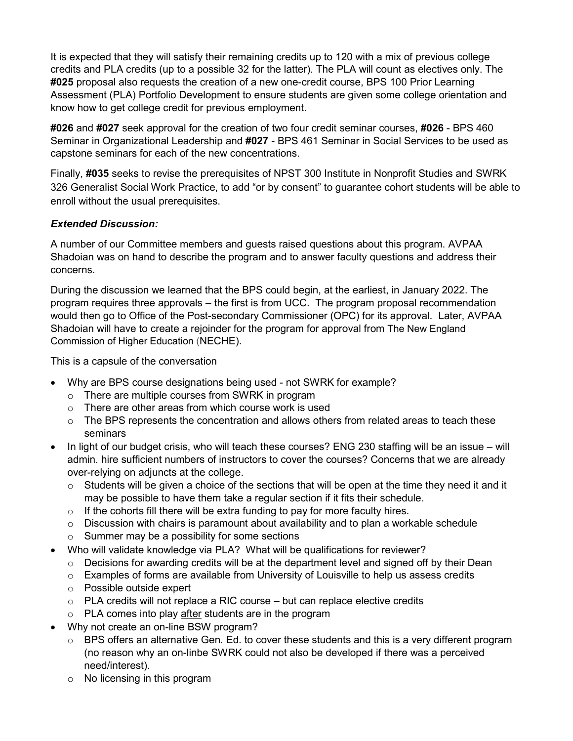It is expected that they will satisfy their remaining credits up to 120 with a mix of previous college credits and PLA credits (up to a possible 32 for the latter). The PLA will count as electives only. The **#025** proposal also requests the creation of a new one-credit course, BPS 100 Prior Learning Assessment (PLA) Portfolio Development to ensure students are given some college orientation and know how to get college credit for previous employment.

**#026** and **#027** seek approval for the creation of two four credit seminar courses, **#026** - BPS 460 Seminar in Organizational Leadership and **#027** - BPS 461 Seminar in Social Services to be used as capstone seminars for each of the new concentrations.

Finally, **#035** seeks to revise the prerequisites of NPST 300 Institute in Nonprofit Studies and SWRK 326 Generalist Social Work Practice, to add "or by consent" to guarantee cohort students will be able to enroll without the usual prerequisites.

***Extended Discussion:***

A number of our Committee members and guests raised questions about this program. AVPAA Shadoian was on hand to describe the program and to answer faculty questions and address their concerns.

During the discussion we learned that the BPS could begin, at the earliest, in January 2022. The program requires three approvals – the first is from UCC. The program proposal recommendation would then go to Office of the Post-secondary Commissioner (OPC) for its approval. Later, AVPAA Shadoian will have to create a rejoinder for the program for approval from The New England Commission of Higher Education (NECHE).

This is a capsule of the conversation

- Why are BPS course designations being used - not SWRK for example?
  - There are multiple courses from SWRK in program
  - There are other areas from which course work is used
  - The BPS represents the concentration and allows others from related areas to teach these seminars
- In light of our budget crisis, who will teach these courses? ENG 230 staffing will be an issue – will admin. hire sufficient numbers of instructors to cover the courses? Concerns that we are already over-relying on adjuncts at the college.
  - Students will be given a choice of the sections that will be open at the time they need it and it may be possible to have them take a regular section if it fits their schedule.
  - If the cohorts fill there will be extra funding to pay for more faculty hires.
  - Discussion with chairs is paramount about availability and to plan a workable schedule
  - Summer may be a possibility for some sections
- Who will validate knowledge via PLA? What will be qualifications for reviewer?
  - Decisions for awarding credits will be at the department level and signed off by their Dean
  - Examples of forms are available from University of Louisville to help us assess credits
  - Possible outside expert
  - PLA credits will not replace a RIC course – but can replace elective credits
  - PLA comes into play <u>after</u> students are in the program
- Why not create an on-line BSW program?
  - BPS offers an alternative Gen. Ed. to cover these students and this is a very different program (no reason why an on-linbe SWRK could not also be developed if there was a perceived need/interest).
  - No licensing in this program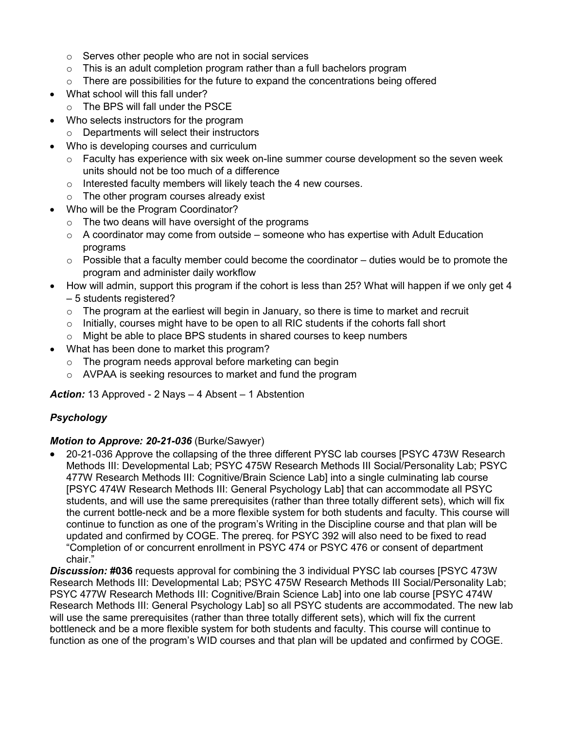- Serves other people who are not in social services
  - This is an adult completion program rather than a full bachelors program
  - There are possibilities for the future to expand the concentrations being offered
- What school will this fall under?
  - The BPS will fall under the PSCE
- Who selects instructors for the program
  - Departments will select their instructors
- Who is developing courses and curriculum
  - Faculty has experience with six week on-line summer course development so the seven week units should not be too much of a difference
  - Interested faculty members will likely teach the 4 new courses.
  - The other program courses already exist
- Who will be the Program Coordinator?
  - The two deans will have oversight of the programs
  - A coordinator may come from outside – someone who has expertise with Adult Education programs
  - Possible that a faculty member could become the coordinator – duties would be to promote the program and administer daily workflow
- How will admin, support this program if the cohort is less than 25? What will happen if we only get 4 – 5 students registered?
  - The program at the earliest will begin in January, so there is time to market and recruit
  - Initially, courses might have to be open to all RIC students if the cohorts fall short
  - Might be able to place BPS students in shared courses to keep numbers
- What has been done to market this program?
  - The program needs approval before marketing can begin
  - AVPAA is seeking resources to market and fund the program

***Action:*** 13 Approved - 2 Nays – 4 Absent – 1 Abstention

***Psychology***

***Motion to Approve: 20-21-036*** (Burke/Sawyer)

- 20-21-036 Approve the collapsing of the three different PYSC lab courses [PSYC 473W Research Methods III: Developmental Lab; PSYC 475W Research Methods III Social/Personality Lab; PSYC 477W Research Methods III: Cognitive/Brain Science Lab] into a single culminating lab course [PSYC 474W Research Methods III: General Psychology Lab] that can accommodate all PSYC students, and will use the same prerequisites (rather than three totally different sets), which will fix the current bottle-neck and be a more flexible system for both students and faculty. This course will continue to function as one of the program's Writing in the Discipline course and that plan will be updated and confirmed by COGE. The prereq. for PSYC 392 will also need to be fixed to read "Completion of or concurrent enrollment in PSYC 474 or PSYC 476 or consent of department chair."

***Discussion:*** **#036** requests approval for combining the 3 individual PYSC lab courses [PSYC 473W Research Methods III: Developmental Lab; PSYC 475W Research Methods III Social/Personality Lab; PSYC 477W Research Methods III: Cognitive/Brain Science Lab] into one lab course [PSYC 474W Research Methods III: General Psychology Lab] so all PSYC students are accommodated. The new lab will use the same prerequisites (rather than three totally different sets), which will fix the current bottleneck and be a more flexible system for both students and faculty. This course will continue to function as one of the program's WID courses and that plan will be updated and confirmed by COGE.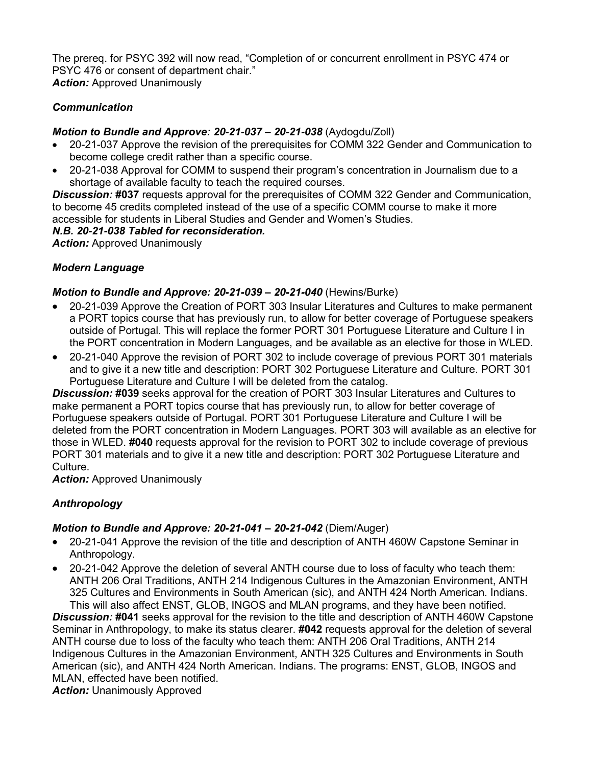The prereq. for PSYC 392 will now read, “Completion of or concurrent enrollment in PSYC 474 or PSYC 476 or consent of department chair.”
***Action:*** Approved Unanimously

### *Communication*

***Motion to Bundle and Approve: 20-21-037 – 20-21-038*** (Aydogdu/Zoll)

- 20-21-037 Approve the revision of the prerequisites for COMM 322 Gender and Communication to become college credit rather than a specific course.
- 20-21-038 Approval for COMM to suspend their program’s concentration in Journalism due to a shortage of available faculty to teach the required courses.

***Discussion:*** **#037** requests approval for the prerequisites of COMM 322 Gender and Communication, to become 45 credits completed instead of the use of a specific COMM course to make it more accessible for students in Liberal Studies and Gender and Women’s Studies.
***N.B. 20-21-038 Tabled for reconsideration.***
***Action:*** Approved Unanimously

### *Modern Language*

***Motion to Bundle and Approve: 20-21-039 – 20-21-040*** (Hewins/Burke)

- 20-21-039 Approve the Creation of PORT 303 Insular Literatures and Cultures to make permanent a PORT topics course that has previously run, to allow for better coverage of Portuguese speakers outside of Portugal. This will replace the former PORT 301 Portuguese Literature and Culture I in the PORT concentration in Modern Languages, and be available as an elective for those in WLED.
- 20-21-040 Approve the revision of PORT 302 to include coverage of previous PORT 301 materials and to give it a new title and description: PORT 302 Portuguese Literature and Culture. PORT 301 Portuguese Literature and Culture I will be deleted from the catalog.

***Discussion:*** **#039** seeks approval for the creation of PORT 303 Insular Literatures and Cultures to make permanent a PORT topics course that has previously run, to allow for better coverage of Portuguese speakers outside of Portugal. PORT 301 Portuguese Literature and Culture I will be deleted from the PORT concentration in Modern Languages. PORT 303 will available as an elective for those in WLED. **#040** requests approval for the revision to PORT 302 to include coverage of previous PORT 301 materials and to give it a new title and description: PORT 302 Portuguese Literature and Culture.
***Action:*** Approved Unanimously

### *Anthropology*

***Motion to Bundle and Approve: 20-21-041 – 20-21-042*** (Diem/Auger)

- 20-21-041 Approve the revision of the title and description of ANTH 460W Capstone Seminar in Anthropology.
- 20-21-042 Approve the deletion of several ANTH course due to loss of faculty who teach them: ANTH 206 Oral Traditions, ANTH 214 Indigenous Cultures in the Amazonian Environment, ANTH 325 Cultures and Environments in South American (sic), and ANTH 424 North American. Indians. This will also affect ENST, GLOB, INGOS and MLAN programs, and they have been notified.

***Discussion:*** **#041** seeks approval for the revision to the title and description of ANTH 460W Capstone Seminar in Anthropology, to make its status clearer. **#042** requests approval for the deletion of several ANTH course due to loss of the faculty who teach them: ANTH 206 Oral Traditions, ANTH 214 Indigenous Cultures in the Amazonian Environment, ANTH 325 Cultures and Environments in South American (sic), and ANTH 424 North American. Indians. The programs: ENST, GLOB, INGOS and MLAN, effected have been notified.
***Action:*** Unanimously Approved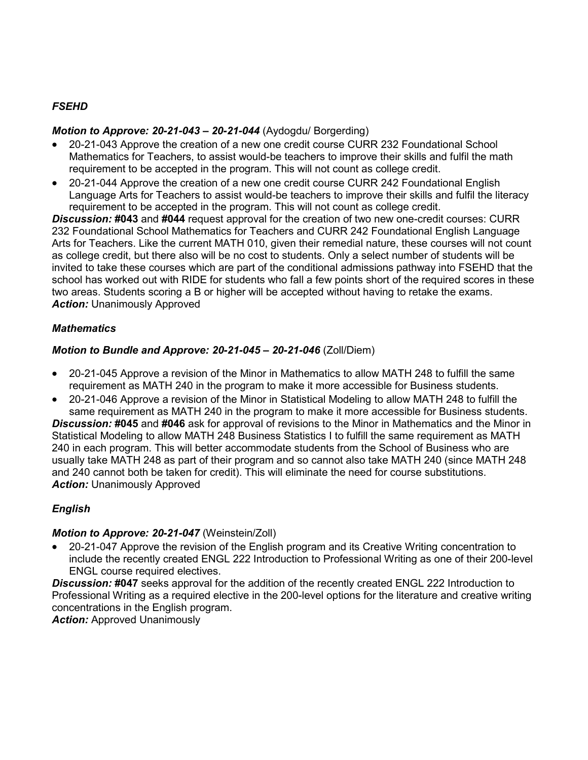*FSEHD*

***Motion to Approve: 20-21-043 – 20-21-044*** (Aydogdu/ Borgerding)

- 20-21-043 Approve the creation of a new one credit course CURR 232 Foundational School Mathematics for Teachers, to assist would-be teachers to improve their skills and fulfil the math requirement to be accepted in the program. This will not count as college credit.
- 20-21-044 Approve the creation of a new one credit course CURR 242 Foundational English Language Arts for Teachers to assist would-be teachers to improve their skills and fulfil the literacy requirement to be accepted in the program. This will not count as college credit.

***Discussion:*** **#043** and **#044** request approval for the creation of two new one-credit courses: CURR 232 Foundational School Mathematics for Teachers and CURR 242 Foundational English Language Arts for Teachers. Like the current MATH 010, given their remedial nature, these courses will not count as college credit, but there also will be no cost to students. Only a select number of students will be invited to take these courses which are part of the conditional admissions pathway into FSEHD that the school has worked out with RIDE for students who fall a few points short of the required scores in these two areas. Students scoring a B or higher will be accepted without having to retake the exams.
***Action:*** Unanimously Approved

*Mathematics*

***Motion to Bundle and Approve: 20-21-045 – 20-21-046*** (Zoll/Diem)

- 20-21-045 Approve a revision of the Minor in Mathematics to allow MATH 248 to fulfill the same requirement as MATH 240 in the program to make it more accessible for Business students.
- 20-21-046 Approve a revision of the Minor in Statistical Modeling to allow MATH 248 to fulfill the same requirement as MATH 240 in the program to make it more accessible for Business students.

***Discussion:*** **#045** and **#046** ask for approval of revisions to the Minor in Mathematics and the Minor in Statistical Modeling to allow MATH 248 Business Statistics I to fulfill the same requirement as MATH 240 in each program. This will better accommodate students from the School of Business who are usually take MATH 248 as part of their program and so cannot also take MATH 240 (since MATH 248 and 240 cannot both be taken for credit). This will eliminate the need for course substitutions.
***Action:*** Unanimously Approved

*English*

***Motion to Approve: 20-21-047*** (Weinstein/Zoll)

- 20-21-047 Approve the revision of the English program and its Creative Writing concentration to include the recently created ENGL 222 Introduction to Professional Writing as one of their 200-level ENGL course required electives.

***Discussion:*** **#047** seeks approval for the addition of the recently created ENGL 222 Introduction to Professional Writing as a required elective in the 200-level options for the literature and creative writing concentrations in the English program.
***Action:*** Approved Unanimously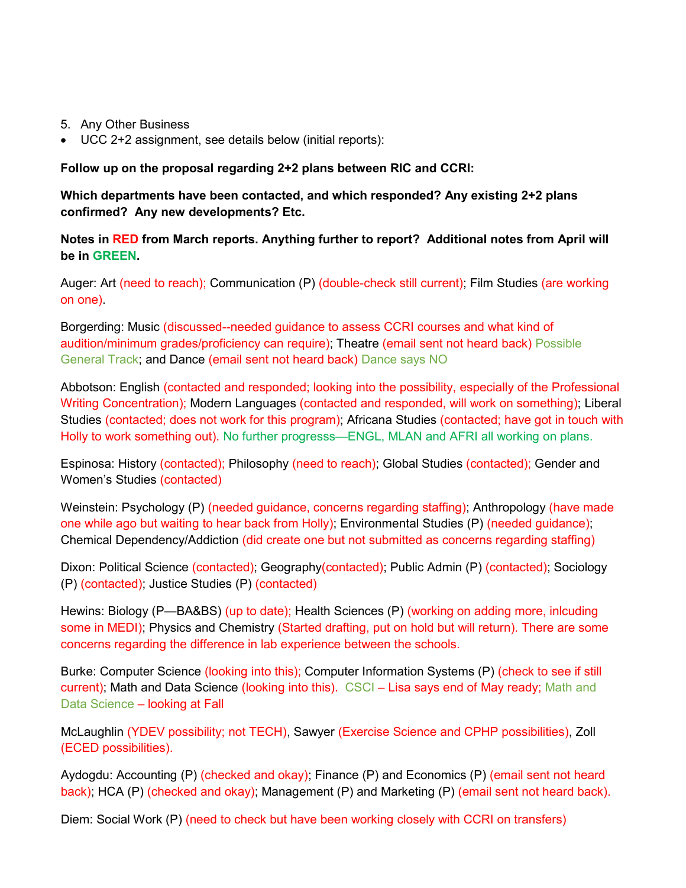5. Any Other Business

- UCC 2+2 assignment, see details below (initial reports):

**Follow up on the proposal regarding 2+2 plans between RIC and CCRI:**

**Which departments have been contacted, and which responded? Any existing 2+2 plans confirmed? Any new developments? Etc.**

**Notes in RED from March reports. Anything further to report? Additional notes from April will be in GREEN.**

Auger: Art (need to reach); Communication (P) (double-check still current); Film Studies (are working on one).

Borgerding: Music (discussed--needed guidance to assess CCRI courses and what kind of audition/minimum grades/proficiency can require); Theatre (email sent not heard back) Possible General Track; and Dance (email sent not heard back) Dance says NO

Abbotson: English (contacted and responded; looking into the possibility, especially of the Professional Writing Concentration); Modern Languages (contacted and responded, will work on something); Liberal Studies (contacted; does not work for this program); Africana Studies (contacted; have got in touch with Holly to work something out). No further progresss—ENGL, MLAN and AFRI all working on plans.

Espinosa: History (contacted); Philosophy (need to reach); Global Studies (contacted); Gender and Women's Studies (contacted)

Weinstein: Psychology (P) (needed guidance, concerns regarding staffing); Anthropology (have made one while ago but waiting to hear back from Holly); Environmental Studies (P) (needed guidance); Chemical Dependency/Addiction (did create one but not submitted as concerns regarding staffing)

Dixon: Political Science (contacted); Geography(contacted); Public Admin (P) (contacted); Sociology (P) (contacted); Justice Studies (P) (contacted)

Hewins: Biology (P—BA&BS) (up to date); Health Sciences (P) (working on adding more, inlcuding some in MEDI); Physics and Chemistry (Started drafting, put on hold but will return). There are some concerns regarding the difference in lab experience between the schools.

Burke: Computer Science (looking into this); Computer Information Systems (P) (check to see if still current); Math and Data Science (looking into this). CSCI – Lisa says end of May ready; Math and Data Science – looking at Fall

McLaughlin (YDEV possibility; not TECH), Sawyer (Exercise Science and CPHP possibilities), Zoll (ECED possibilities).

Aydogdu: Accounting (P) (checked and okay); Finance (P) and Economics (P) (email sent not heard back); HCA (P) (checked and okay); Management (P) and Marketing (P) (email sent not heard back).

Diem: Social Work (P) (need to check but have been working closely with CCRI on transfers)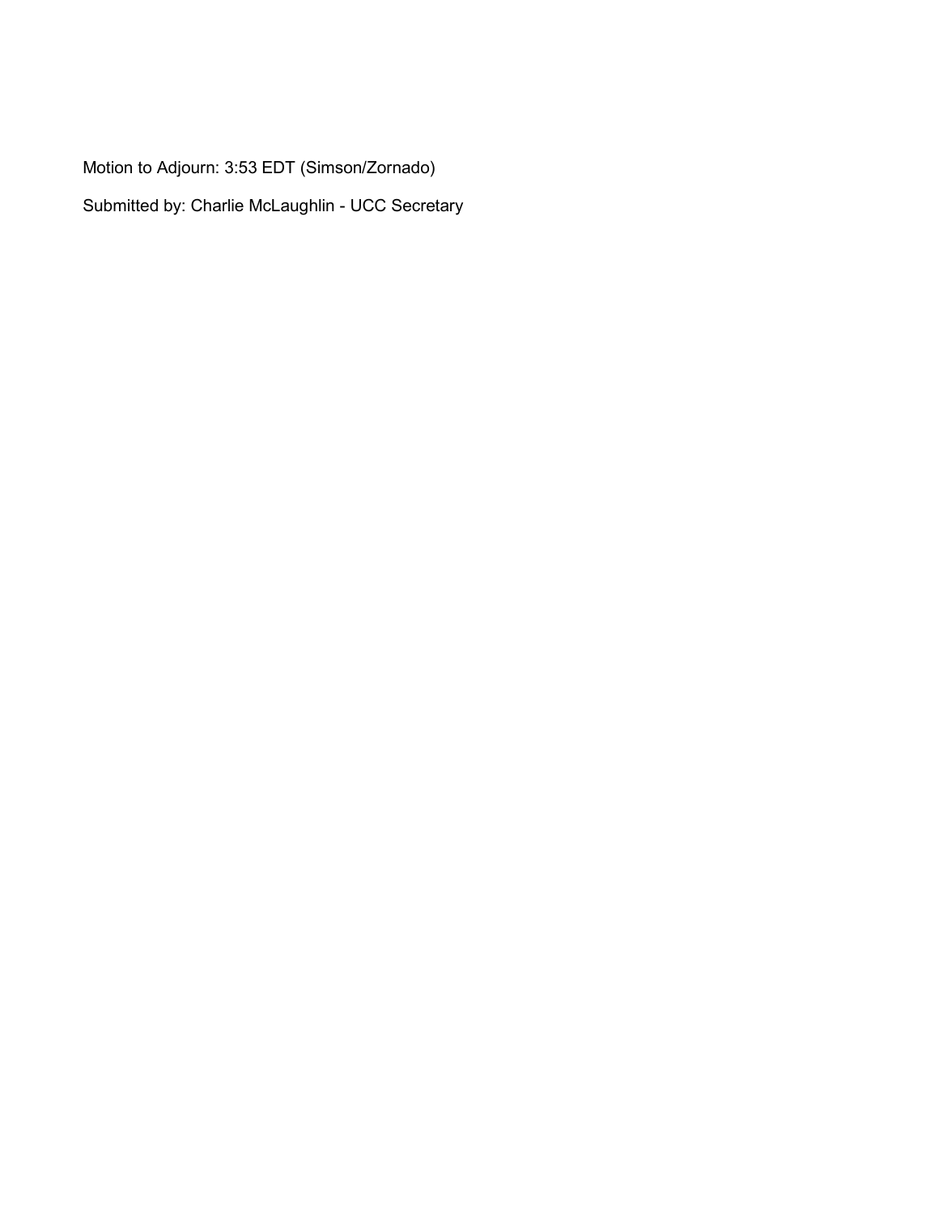Motion to Adjourn: 3:53 EDT (Simson/Zornado)

Submitted by: Charlie McLaughlin - UCC Secretary